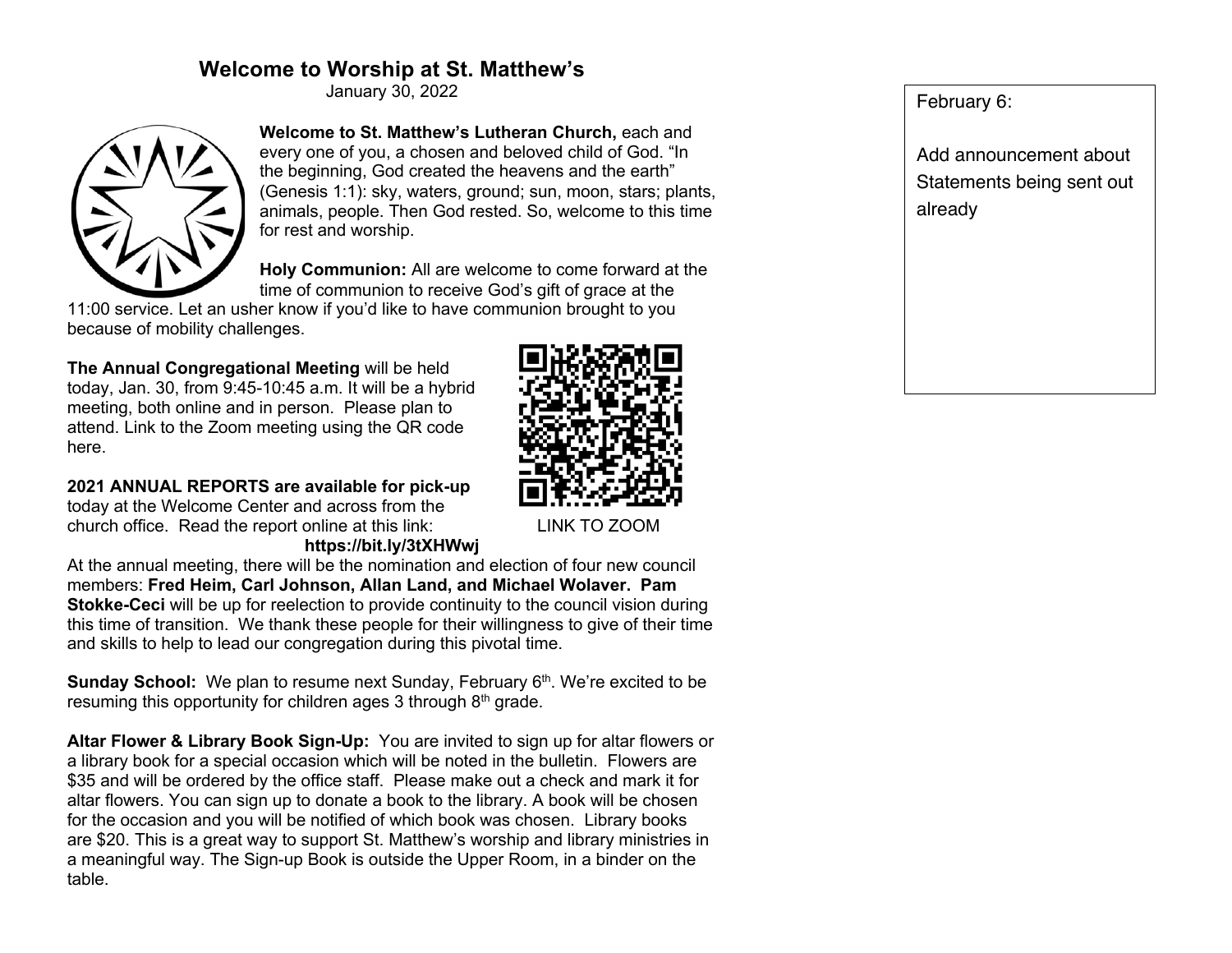# Welcome to Worship at St. Matthew's

January 30, 2022

**Welcome to St. Matthew's Lutheran Church,** each and every one of you, a chosen and beloved child of God. "In the beginning, God created the heavens and the earth" (Genesis 1:1): sky, waters, ground; sun, moon, stars; plants, animals, people. Then God rested. So, welcome to this time for rest and worship.

**Holy Communion:** All are welcome to come forward at the time of communion to receive God's gift of grace at the 11:00 service. Let an usher know if you'd like to have communion brought to you because of mobility challenges.

**The Annual Congregational Meeting** will be held today, Jan. 30, from 9:45-10:45 a.m. It will be a hybrid meeting, both online and in person. Please plan to attend. Link to the Zoom meeting using the QR code here.

LINK TO ZOOM

**2021 ANNUAL REPORTS are available for pick-up** today at the Welcome Center and across from the church office. Read the report online at this link: **https://bit.ly/3tXHWwj**

At the annual meeting, there will be the nomination and election of four new council members: **Fred Heim, Carl Johnson, Allan Land, and Michael Wolaver. Pam Stokke-Ceci** will be up for reelection to provide continuity to the council vision during this time of transition. We thank these people for their willingness to give of their time and skills to help to lead our congregation during this pivotal time.

**Sunday School:** We plan to resume next Sunday, February 6th. We're excited to be resuming this opportunity for children ages 3 through 8th grade.

**Altar Flower & Library Book Sign-Up:** You are invited to sign up for altar flowers or a library book for a special occasion which will be noted in the bulletin. Flowers are $35 and will be ordered by the office staff. Please make out a check and mark it for altar flowers. You can sign up to donate a book to the library. A book will be chosen for the occasion and you will be notified of which book was chosen. Library books are $20. This is a great way to support St. Matthew's worship and library ministries in a meaningful way. The Sign-up Book is outside the Upper Room, in a binder on the table.

February 6:

Add announcement about Statements being sent out already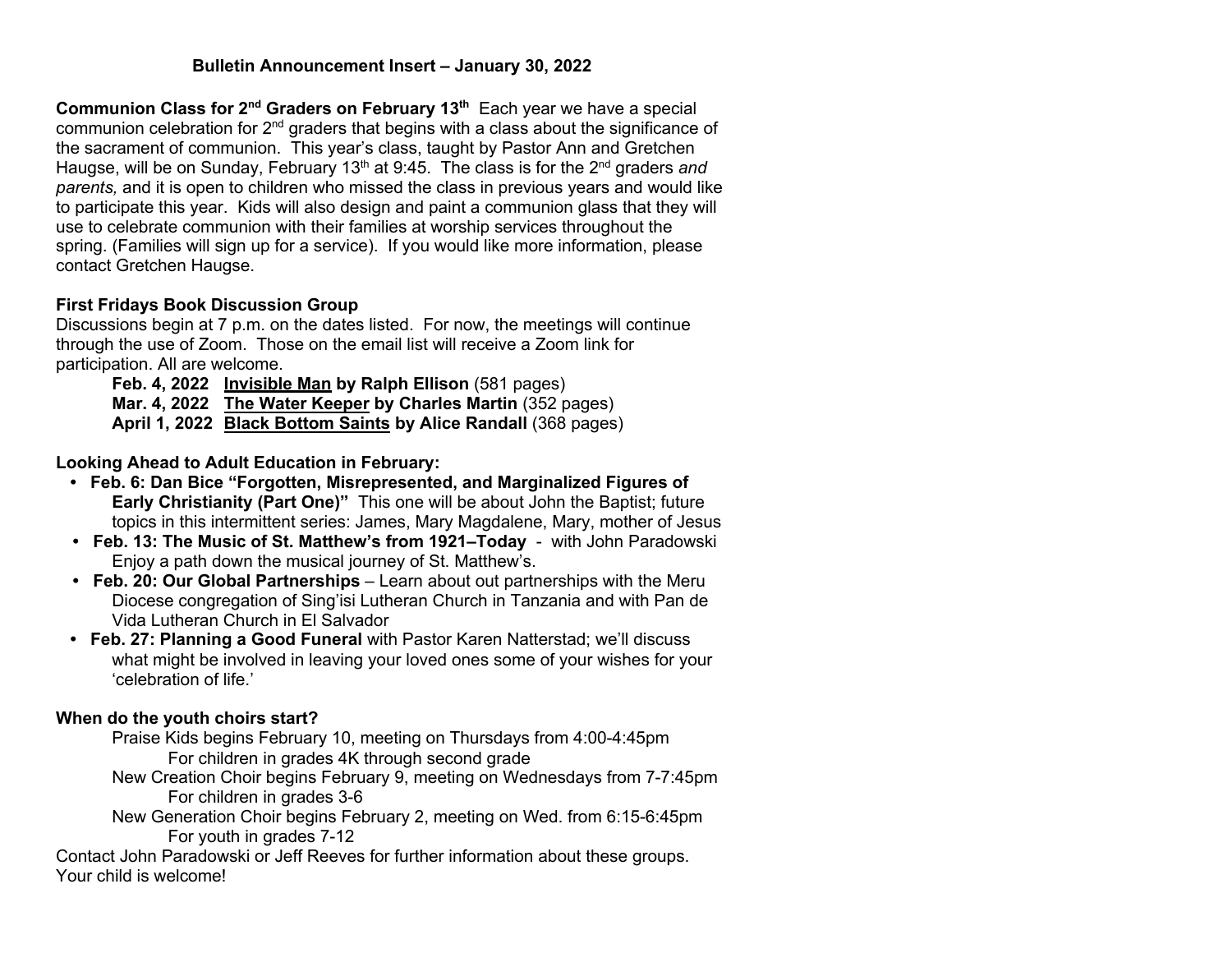# Bulletin Announcement Insert – January 30, 2022

**Communion Class for 2nd Graders on February 13th** Each year we have a special communion celebration for 2nd graders that begins with a class about the significance of the sacrament of communion. This year's class, taught by Pastor Ann and Gretchen Haugse, will be on Sunday, February 13th at 9:45. The class is for the 2nd graders *and parents,* and it is open to children who missed the class in previous years and would like to participate this year. Kids will also design and paint a communion glass that they will use to celebrate communion with their families at worship services throughout the spring. (Families will sign up for a service). If you would like more information, please contact Gretchen Haugse.

**First Fridays Book Discussion Group**
Discussions begin at 7 p.m. on the dates listed. For now, the meetings will continue through the use of Zoom. Those on the email list will receive a Zoom link for participation. All are welcome.

**Feb. 4, 2022** **<u>Invisible Man</u> by Ralph Ellison** (581 pages)
**Mar. 4, 2022** **<u>The Water Keeper</u> by Charles Martin** (352 pages)
**April 1, 2022** **<u>Black Bottom Saints</u> by Alice Randall** (368 pages)

**Looking Ahead to Adult Education in February:**

- **Feb. 6: Dan Bice "Forgotten, Misrepresented, and Marginalized Figures of Early Christianity (Part One)"** This one will be about John the Baptist; future topics in this intermittent series: James, Mary Magdalene, Mary, mother of Jesus
- **Feb. 13: The Music of St. Matthew's from 1921–Today** - with John Paradowski Enjoy a path down the musical journey of St. Matthew's.
- **Feb. 20: Our Global Partnerships** – Learn about out partnerships with the Meru Diocese congregation of Sing'isi Lutheran Church in Tanzania and with Pan de Vida Lutheran Church in El Salvador
- **Feb. 27: Planning a Good Funeral** with Pastor Karen Natterstad; we'll discuss what might be involved in leaving your loved ones some of your wishes for your 'celebration of life.'

**When do the youth choirs start?**

Praise Kids begins February 10, meeting on Thursdays from 4:00-4:45pm
For children in grades 4K through second grade

New Creation Choir begins February 9, meeting on Wednesdays from 7-7:45pm
For children in grades 3-6

New Generation Choir begins February 2, meeting on Wed. from 6:15-6:45pm
For youth in grades 7-12

Contact John Paradowski or Jeff Reeves for further information about these groups. Your child is welcome!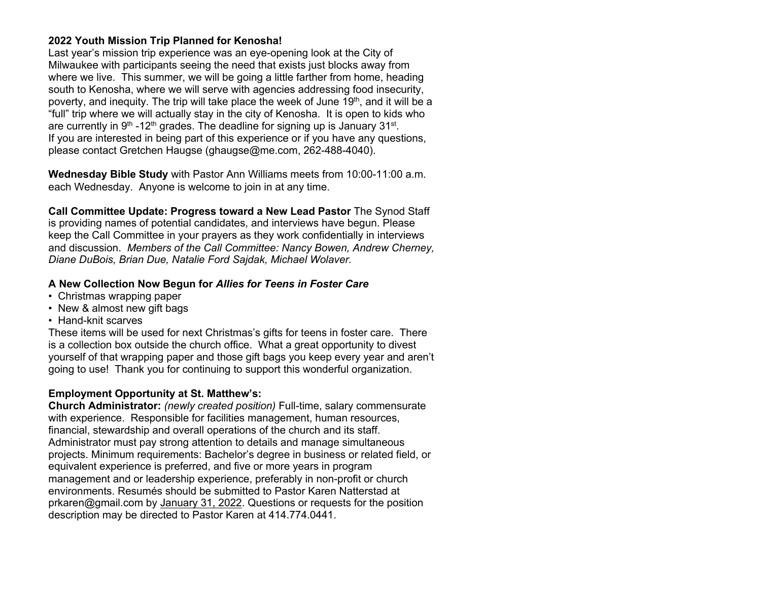**2022 Youth Mission Trip Planned for Kenosha!**
Last year's mission trip experience was an eye-opening look at the City of Milwaukee with participants seeing the need that exists just blocks away from where we live. This summer, we will be going a little farther from home, heading south to Kenosha, where we will serve with agencies addressing food insecurity, poverty, and inequity. The trip will take place the week of June 19th, and it will be a "full" trip where we will actually stay in the city of Kenosha. It is open to kids who are currently in 9th -12th grades. The deadline for signing up is January 31st. If you are interested in being part of this experience or if you have any questions, please contact Gretchen Haugse (ghaugse@me.com, 262-488-4040).

**Wednesday Bible Study** with Pastor Ann Williams meets from 10:00-11:00 a.m. each Wednesday. Anyone is welcome to join in at any time.

**Call Committee Update: Progress toward a New Lead Pastor** The Synod Staff is providing names of potential candidates, and interviews have begun. Please keep the Call Committee in your prayers as they work confidentially in interviews and discussion. *Members of the Call Committee: Nancy Bowen, Andrew Cherney, Diane DuBois, Brian Due, Natalie Ford Sajdak, Michael Wolaver.*

**A New Collection Now Begun for *Allies for Teens in Foster Care***
- Christmas wrapping paper
- New & almost new gift bags
- Hand-knit scarves

These items will be used for next Christmas's gifts for teens in foster care. There is a collection box outside the church office. What a great opportunity to divest yourself of that wrapping paper and those gift bags you keep every year and aren't going to use! Thank you for continuing to support this wonderful organization.

**Employment Opportunity at St. Matthew's:**
**Church Administrator:** *(newly created position)* Full-time, salary commensurate with experience. Responsible for facilities management, human resources, financial, stewardship and overall operations of the church and its staff. Administrator must pay strong attention to details and manage simultaneous projects. Minimum requirements: Bachelor's degree in business or related field, or equivalent experience is preferred, and five or more years in program management and or leadership experience, preferably in non-profit or church environments. Resumés should be submitted to Pastor Karen Natterstad at prkaren@gmail.com by January 31, 2022. Questions or requests for the position description may be directed to Pastor Karen at 414.774.0441.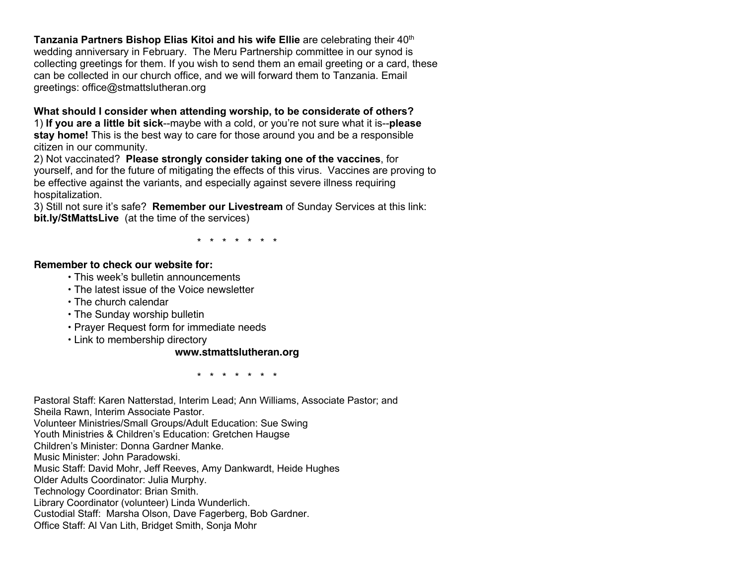**Tanzania Partners Bishop Elias Kitoi and his wife Ellie** are celebrating their 40th wedding anniversary in February. The Meru Partnership committee in our synod is collecting greetings for them. If you wish to send them an email greeting or a card, these can be collected in our church office, and we will forward them to Tanzania. Email greetings: office@stmattslutheran.org

**What should I consider when attending worship, to be considerate of others?**
1) **If you are a little bit sick**--maybe with a cold, or you're not sure what it is--**please stay home!** This is the best way to care for those around you and be a responsible citizen in our community.
2) Not vaccinated? **Please strongly consider taking one of the vaccines**, for yourself, and for the future of mitigating the effects of this virus. Vaccines are proving to be effective against the variants, and especially against severe illness requiring hospitalization.
3) Still not sure it's safe? **Remember our Livestream** of Sunday Services at this link: **bit.ly/StMattsLive** (at the time of the services)

\* \* \* \* \* \* \*

**Remember to check our website for:**

- This week's bulletin announcements
- The latest issue of the Voice newsletter
- The church calendar
- The Sunday worship bulletin
- Prayer Request form for immediate needs
- Link to membership directory

**www.stmattslutheran.org**

\* \* \* \* \* \* \*

Pastoral Staff: Karen Natterstad, Interim Lead; Ann Williams, Associate Pastor; and Sheila Rawn, Interim Associate Pastor.
Volunteer Ministries/Small Groups/Adult Education: Sue Swing
Youth Ministries & Children's Education: Gretchen Haugse
Children's Minister: Donna Gardner Manke.
Music Minister: John Paradowski.
Music Staff: David Mohr, Jeff Reeves, Amy Dankwardt, Heide Hughes
Older Adults Coordinator: Julia Murphy.
Technology Coordinator: Brian Smith.
Library Coordinator (volunteer) Linda Wunderlich.
Custodial Staff: Marsha Olson, Dave Fagerberg, Bob Gardner.
Office Staff: Al Van Lith, Bridget Smith, Sonja Mohr